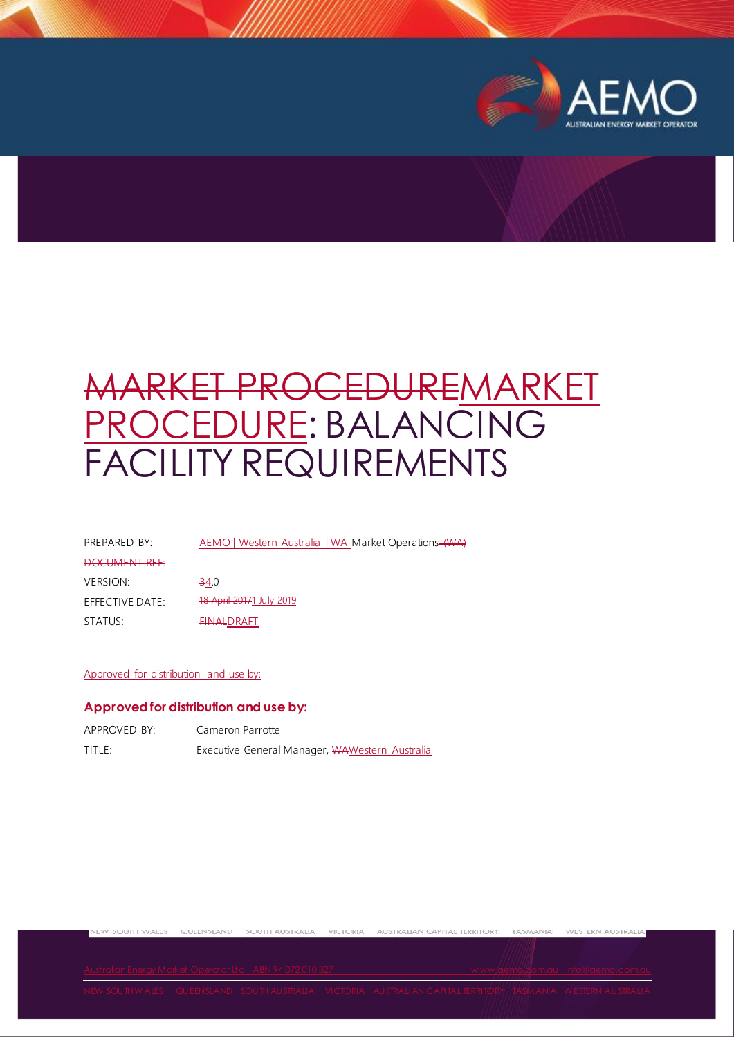# ~~MARKET PROCEDURE~~MARKET PROCEDURE: BALANCING FACILITY REQUIREMENTS

| | |
|---|---|
| PREPARED BY: | AEMO \| Western Australia \| WA Market Operations ~~(WA)~~ |
| ~~DOCUMENT REF:~~ | |
| VERSION: | ~~3~~4.0 |
| EFFECTIVE DATE: | ~~18 April 2017~~1 July 2019 |
| STATUS: | ~~FINAL~~DRAFT |

Approved for distribution and use by:

**~~Approved for distribution and use by:~~**

| | |
|---|---|
| APPROVED BY: | Cameron Parrotte |
| TITLE: | Executive General Manager, ~~WA~~Western Australia |

Australian Energy Market Operator Ltd ABN 94 072 010 327 www.aemo.com.au info@aemo.com.au

NEW SOUTH WALES QUEENSLAND SOUTH AUSTRALIA VICTORIA AUSTRALIAN CAPITAL TERRITORY TASMANIA WESTERN AUSTRALIA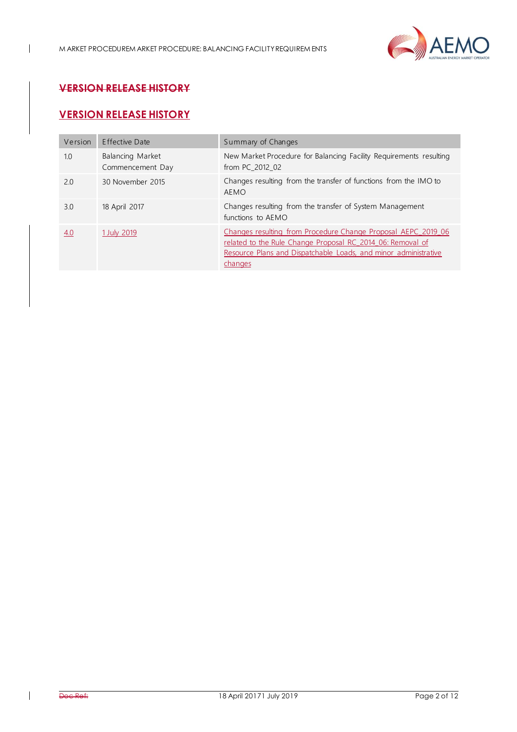## VERSION RELEASE HISTORY

## VERSION RELEASE HISTORY

| Version | Effective Date | Summary of Changes |
|---|---|---|
| 1.0 | Balancing Market Commencement Day | New Market Procedure for Balancing Facility Requirements resulting from PC_2012_02 |
| 2.0 | 30 November 2015 | Changes resulting from the transfer of functions from the IMO to AEMO |
| 3.0 | 18 April 2017 | Changes resulting from the transfer of System Management functions to AEMO |
| 4.0 | 1 July 2019 | Changes resulting from Procedure Change Proposal AEPC_2019_06 related to the Rule Change Proposal RC_2014_06: Removal of Resource Plans and Dispatchable Loads, and minor administrative changes |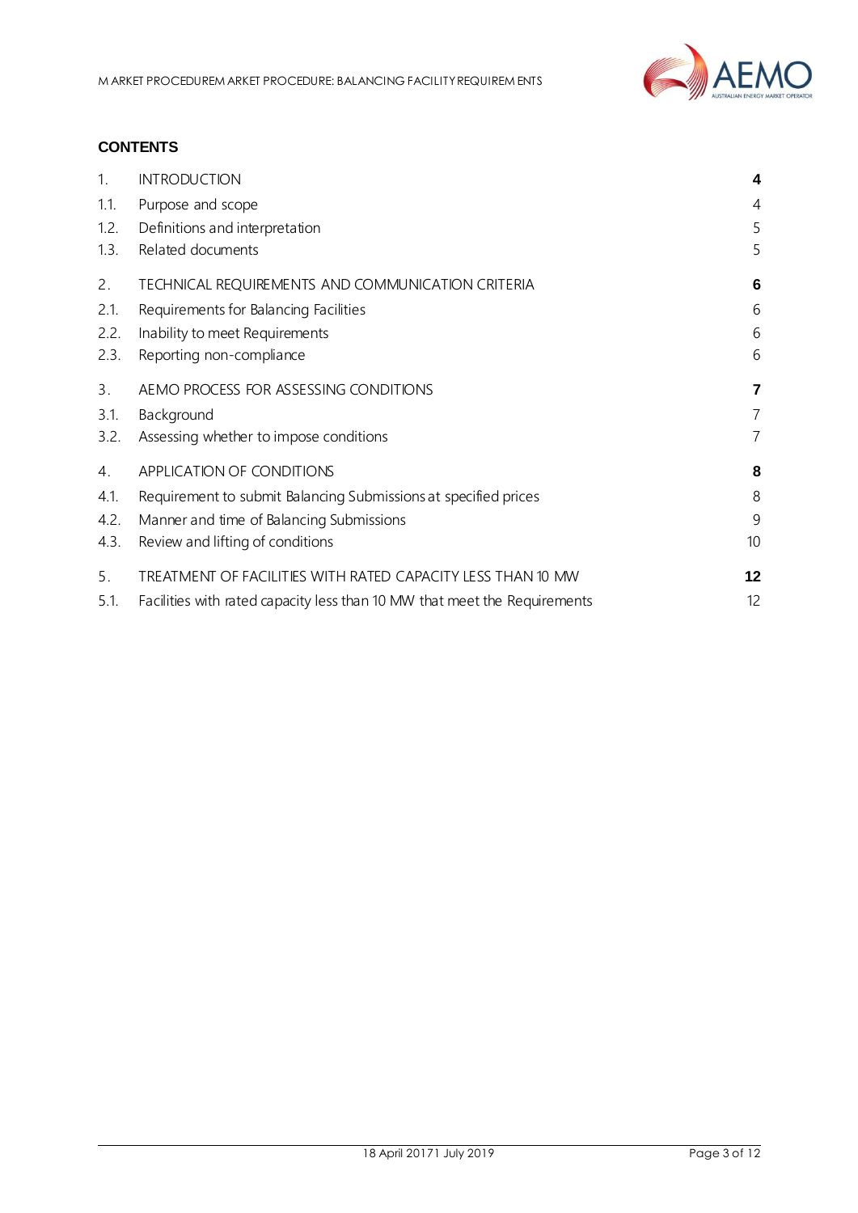**CONTENTS**

| | | |
|---|---|---|
| 1. | INTRODUCTION | **4** |
| 1.1. | Purpose and scope | 4 |
| 1.2. | Definitions and interpretation | 5 |
| 1.3. | Related documents | 5 |
| 2. | TECHNICAL REQUIREMENTS AND COMMUNICATION CRITERIA | **6** |
| 2.1. | Requirements for Balancing Facilities | 6 |
| 2.2. | Inability to meet Requirements | 6 |
| 2.3. | Reporting non-compliance | 6 |
| 3. | AEMO PROCESS FOR ASSESSING CONDITIONS | **7** |
| 3.1. | Background | 7 |
| 3.2. | Assessing whether to impose conditions | 7 |
| 4. | APPLICATION OF CONDITIONS | **8** |
| 4.1. | Requirement to submit Balancing Submissions at specified prices | 8 |
| 4.2. | Manner and time of Balancing Submissions | 9 |
| 4.3. | Review and lifting of conditions | 10 |
| 5. | TREATMENT OF FACILITIES WITH RATED CAPACITY LESS THAN 10 MW | **12** |
| 5.1. | Facilities with rated capacity less than 10 MW that meet the Requirements | 12 |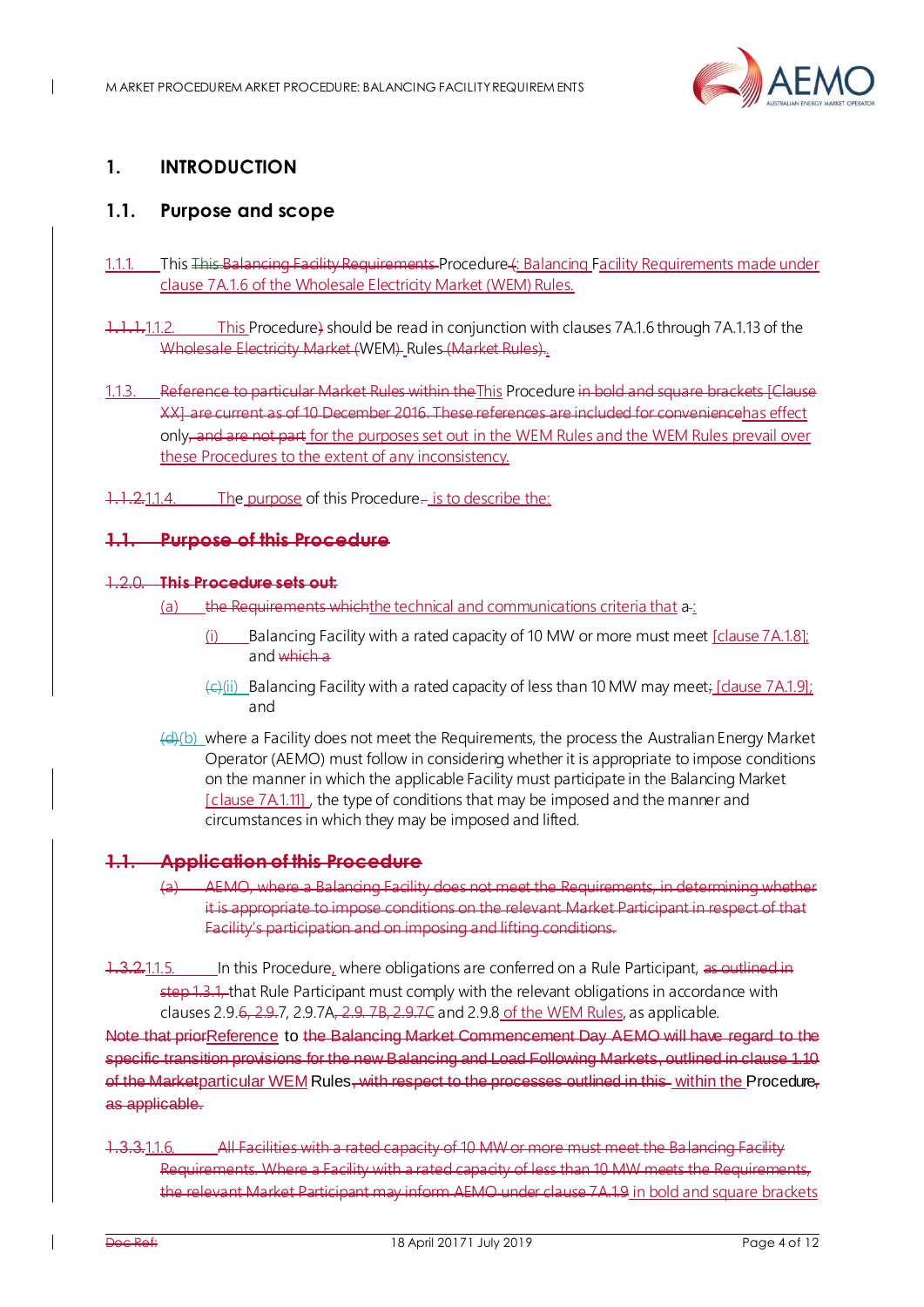# 1. INTRODUCTION

## 1.1. Purpose and scope

1.1.1. This This Balancing Facility Requirements Procedure (: Balancing Facility Requirements made under clause 7A.1.6 of the Wholesale Electricity Market (WEM) Rules.

1.1.1.1.1.2. This Procedure) should be read in conjunction with clauses 7A.1.6 through 7A.1.13 of the Wholesale Electricity Market (WEM) Rules (Market Rules).

1.1.3. Reference to particular Market Rules within theThis Procedure in bold and square brackets [Clause XX] are current as of 10 December 2016. These references are included for conveniencehas effect only, and are not part for the purposes set out in the WEM Rules and the WEM Rules prevail over these Procedures to the extent of any inconsistency.

1.1.2.1.1.4. The purpose of this Procedure. is to describe the:

## 1.1. Purpose of this Procedure

**1.2.0. This Procedure sets out:**

(a) the Requirements whichthe technical and communications criteria that a :

(i) Balancing Facility with a rated capacity of 10 MW or more must meet [clause 7A.1.8]; and which a

(c)(ii) Balancing Facility with a rated capacity of less than 10 MW may meet; [clause 7A.1.9]; and

(d)(b) where a Facility does not meet the Requirements, the process the Australian Energy Market Operator (AEMO) must follow in considering whether it is appropriate to impose conditions on the manner in which the applicable Facility must participate in the Balancing Market [clause 7A.1.11] , the type of conditions that may be imposed and the manner and circumstances in which they may be imposed and lifted.

## 1.1. Application of this Procedure

(a) AEMO, where a Balancing Facility does not meet the Requirements, in determining whether it is appropriate to impose conditions on the relevant Market Participant in respect of that Facility's participation and on imposing and lifting conditions.

1.3.2.1.1.5. In this Procedure, where obligations are conferred on a Rule Participant, as outlined in step 1.3.1, that Rule Participant must comply with the relevant obligations in accordance with clauses 2.9.6, 2.9.7, 2.9.7A, 2.9. 7B, 2.9.7C and 2.9.8 of the WEM Rules, as applicable.

Note that priorReference to the Balancing Market Commencement Day AEMO will have regard to the specific transition provisions for the new Balancing and Load Following Markets, outlined in clause 1.10 of the Marketparticular WEM Rules, with respect to the processes outlined in this within the Procedure, as applicable.

1.3.3.1.1.6. All Facilities with a rated capacity of 10 MW or more must meet the Balancing Facility Requirements. Where a Facility with a rated capacity of less than 10 MW meets the Requirements, the relevant Market Participant may inform AEMO under clause 7A.1.9 in bold and square brackets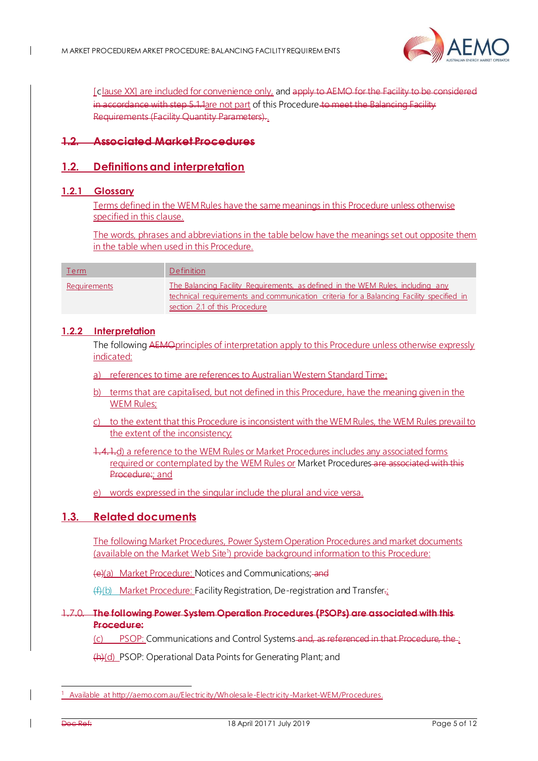[clause XX] are included for convenience only, and apply to AEMO for the Facility to be considered in accordance with step 5.1.1are not part of this Procedure to meet the Balancing Facility Requirements (Facility Quantity Parameters)..

## 1.2. Associated Market Procedures

## 1.2. Definitions and interpretation

### 1.2.1 Glossary

Terms defined in the WEM Rules have the same meanings in this Procedure unless otherwise specified in this clause.

The words, phrases and abbreviations in the table below have the meanings set out opposite them in the table when used in this Procedure.

| Term | Definition |
|---|---|
| Requirements | The Balancing Facility Requirements, as defined in the WEM Rules, including any technical requirements and communication criteria for a Balancing Facility specified in section 2.1 of this Procedure |

### 1.2.2 Interpretation

The following AEMOprinciples of interpretation apply to this Procedure unless otherwise expressly indicated:

a) references to time are references to Australian Western Standard Time;

b) terms that are capitalised, but not defined in this Procedure, have the meaning given in the WEM Rules;

c) to the extent that this Procedure is inconsistent with the WEM Rules, the WEM Rules prevail to the extent of the inconsistency;

1.4.1.d) a reference to the WEM Rules or Market Procedures includes any associated forms required or contemplated by the WEM Rules or Market Procedures are associated with this Procedure:; and

e) words expressed in the singular include the plural and vice versa.

## 1.3. Related documents

The following Market Procedures, Power System Operation Procedures and market documents (available on the Market Web Site[1]) provide background information to this Procedure:

(e)(a) Market Procedure: Notices and Communications; and

(f)(b) Market Procedure: Facility Registration, De-registration and Transfer.;

**1.7.0. The following Power System Operation Procedures (PSOPs) are associated with this Procedure:**

(c) PSOP: Communications and Control Systems and, as referenced in that Procedure, the ;

(h)(d) PSOP: Operational Data Points for Generating Plant; and

[1] Available at http://aemo.com.au/Electricity/Wholesale-Electricity-Market-WEM/Procedures.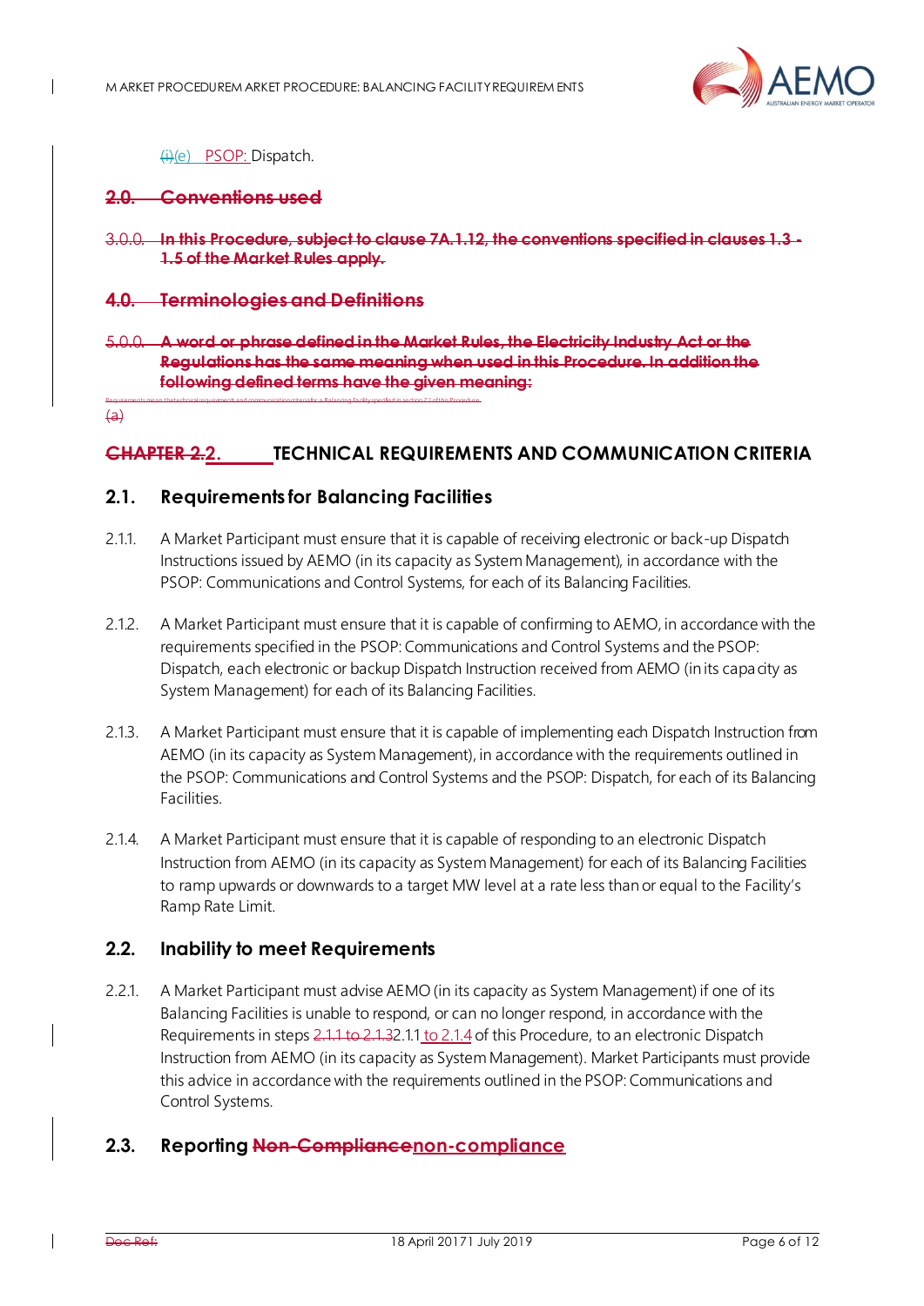(i)(e) PSOP: Dispatch.

## 2.0. Conventions used

3.0.0. In this Procedure, subject to clause 7A.1.12, the conventions specified in clauses 1.3 - 1.5 of the Market Rules apply.

## 4.0. Terminologies and Definitions

5.0.0. A word or phrase defined in the Market Rules, the Electricity Industry Act or the Regulations has the same meaning when used in this Procedure. In addition the following defined terms have the given meaning:

Requirements mean the technical requirements and communication criteria for a Balancing Facility specified in section 2.1 of this Procedure.

(a)

# CHAPTER 2.2. TECHNICAL REQUIREMENTS AND COMMUNICATION CRITERIA

## 2.1. Requirements for Balancing Facilities

2.1.1. A Market Participant must ensure that it is capable of receiving electronic or back-up Dispatch Instructions issued by AEMO (in its capacity as System Management), in accordance with the PSOP: Communications and Control Systems, for each of its Balancing Facilities.

2.1.2. A Market Participant must ensure that it is capable of confirming to AEMO, in accordance with the requirements specified in the PSOP: Communications and Control Systems and the PSOP: Dispatch, each electronic or backup Dispatch Instruction received from AEMO (in its capacity as System Management) for each of its Balancing Facilities.

2.1.3. A Market Participant must ensure that it is capable of implementing each Dispatch Instruction from AEMO (in its capacity as System Management), in accordance with the requirements outlined in the PSOP: Communications and Control Systems and the PSOP: Dispatch, for each of its Balancing Facilities.

2.1.4. A Market Participant must ensure that it is capable of responding to an electronic Dispatch Instruction from AEMO (in its capacity as System Management) for each of its Balancing Facilities to ramp upwards or downwards to a target MW level at a rate less than or equal to the Facility's Ramp Rate Limit.

## 2.2. Inability to meet Requirements

2.2.1. A Market Participant must advise AEMO (in its capacity as System Management) if one of its Balancing Facilities is unable to respond, or can no longer respond, in accordance with the Requirements in steps 2.1.1 to 2.1.32.1.1 to 2.1.4 of this Procedure, to an electronic Dispatch Instruction from AEMO (in its capacity as System Management). Market Participants must provide this advice in accordance with the requirements outlined in the PSOP: Communications and Control Systems.

## 2.3. Reporting Non-Compliancenon-compliance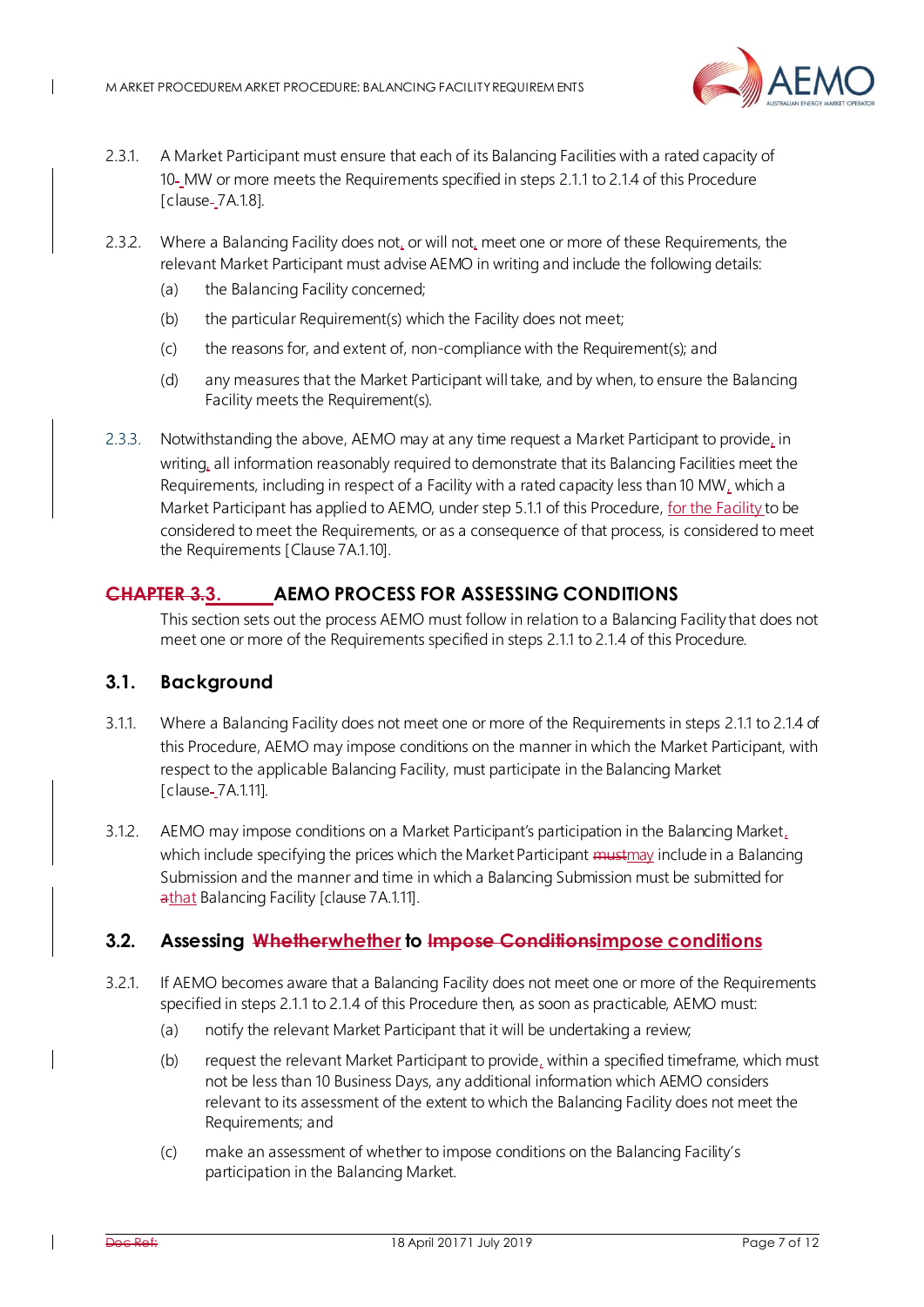2.3.1. A Market Participant must ensure that each of its Balancing Facilities with a rated capacity of 10 MW or more meets the Requirements specified in steps 2.1.1 to 2.1.4 of this Procedure [clause 7A.1.8].

2.3.2. Where a Balancing Facility does not, or will not, meet one or more of these Requirements, the relevant Market Participant must advise AEMO in writing and include the following details:

(a) the Balancing Facility concerned;

(b) the particular Requirement(s) which the Facility does not meet;

(c) the reasons for, and extent of, non-compliance with the Requirement(s); and

(d) any measures that the Market Participant will take, and by when, to ensure the Balancing Facility meets the Requirement(s).

2.3.3. Notwithstanding the above, AEMO may at any time request a Market Participant to provide, in writing, all information reasonably required to demonstrate that its Balancing Facilities meet the Requirements, including in respect of a Facility with a rated capacity less than 10 MW, which a Market Participant has applied to AEMO, under step 5.1.1 of this Procedure, for the Facility to be considered to meet the Requirements, or as a consequence of that process, is considered to meet the Requirements [Clause 7A.1.10].

# CHAPTER 3.3. AEMO PROCESS FOR ASSESSING CONDITIONS

This section sets out the process AEMO must follow in relation to a Balancing Facility that does not meet one or more of the Requirements specified in steps 2.1.1 to 2.1.4 of this Procedure.

## 3.1. Background

3.1.1. Where a Balancing Facility does not meet one or more of the Requirements in steps 2.1.1 to 2.1.4 of this Procedure, AEMO may impose conditions on the manner in which the Market Participant, with respect to the applicable Balancing Facility, must participate in the Balancing Market [clause 7A.1.11].

3.1.2. AEMO may impose conditions on a Market Participant's participation in the Balancing Market, which include specifying the prices which the Market Participant mustmay include in a Balancing Submission and the manner and time in which a Balancing Submission must be submitted for athat Balancing Facility [clause 7A.1.11].

## 3.2. Assessing Whetherwhether to Impose Conditionsimpose conditions

3.2.1. If AEMO becomes aware that a Balancing Facility does not meet one or more of the Requirements specified in steps 2.1.1 to 2.1.4 of this Procedure then, as soon as practicable, AEMO must:

(a) notify the relevant Market Participant that it will be undertaking a review;

(b) request the relevant Market Participant to provide, within a specified timeframe, which must not be less than 10 Business Days, any additional information which AEMO considers relevant to its assessment of the extent to which the Balancing Facility does not meet the Requirements; and

(c) make an assessment of whether to impose conditions on the Balancing Facility's participation in the Balancing Market.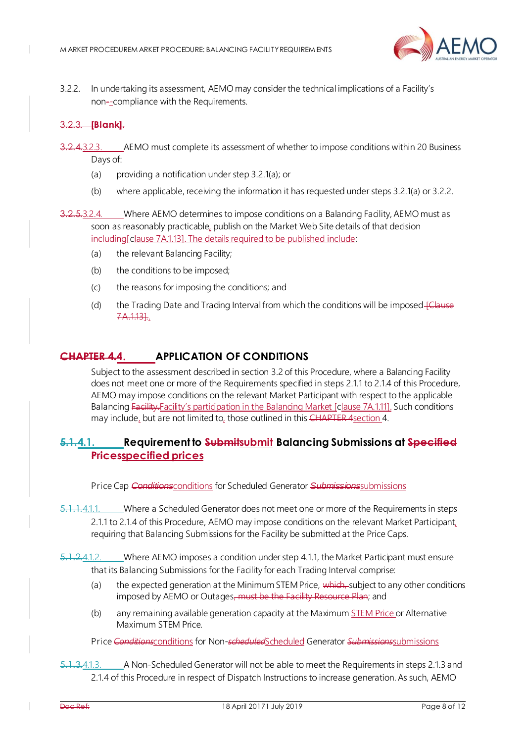3.2.2. In undertaking its assessment, AEMO may consider the technical implications of a Facility's non-compliance with the Requirements.

~~3.2.3. [Blank].~~

~~3.2.4.~~3.2.3. AEMO must complete its assessment of whether to impose conditions within 20 Business Days of:

(a) providing a notification under step 3.2.1(a); or

(b) where applicable, receiving the information it has requested under steps 3.2.1(a) or 3.2.2.

~~3.2.5.~~3.2.4. Where AEMO determines to impose conditions on a Balancing Facility, AEMO must as soon as reasonably practicable, publish on the Market Web Site details of that decision ~~including~~[clause 7A.1.13]. The details required to be published include:

(a) the relevant Balancing Facility;

(b) the conditions to be imposed;

(c) the reasons for imposing the conditions; and

(d) the Trading Date and Trading Interval from which the conditions will be imposed ~~[Clause 7A.1.13]~~.

# ~~CHAPTER 4.~~4. APPLICATION OF CONDITIONS

Subject to the assessment described in section 3.2 of this Procedure, where a Balancing Facility does not meet one or more of the Requirements specified in steps 2.1.1 to 2.1.4 of this Procedure, AEMO may impose conditions on the relevant Market Participant with respect to the applicable Balancing ~~Facility.~~Facility's participation in the Balancing Market [clause 7A.1.11]. Such conditions may include, but are not limited to, those outlined in this ~~CHAPTER 4~~section 4.

## ~~5.1.~~4.1. Requirement to ~~Submit~~submit Balancing Submissions at ~~Specified Prices~~specified prices

Price Cap ~~*Conditions*~~conditions for Scheduled Generator ~~*Submissions*~~submissions

~~5.1.1.~~4.1.1. Where a Scheduled Generator does not meet one or more of the Requirements in steps 2.1.1 to 2.1.4 of this Procedure, AEMO may impose conditions on the relevant Market Participant, requiring that Balancing Submissions for the Facility be submitted at the Price Caps.

~~5.1.2.~~4.1.2. Where AEMO imposes a condition under step 4.1.1, the Market Participant must ensure that its Balancing Submissions for the Facility for each Trading Interval comprise:

(a) the expected generation at the Minimum STEM Price, ~~which,~~ subject to any other conditions imposed by AEMO or Outages~~, must be the Facility Resource Plan~~; and

(b) any remaining available generation capacity at the Maximum STEM Price or Alternative Maximum STEM Price.

Price ~~*Conditions*~~conditions for Non-~~*scheduled*~~Scheduled Generator ~~*Submissions*~~submissions

~~5.1.3.~~4.1.3. A Non-Scheduled Generator will not be able to meet the Requirements in steps 2.1.3 and 2.1.4 of this Procedure in respect of Dispatch Instructions to increase generation. As such, AEMO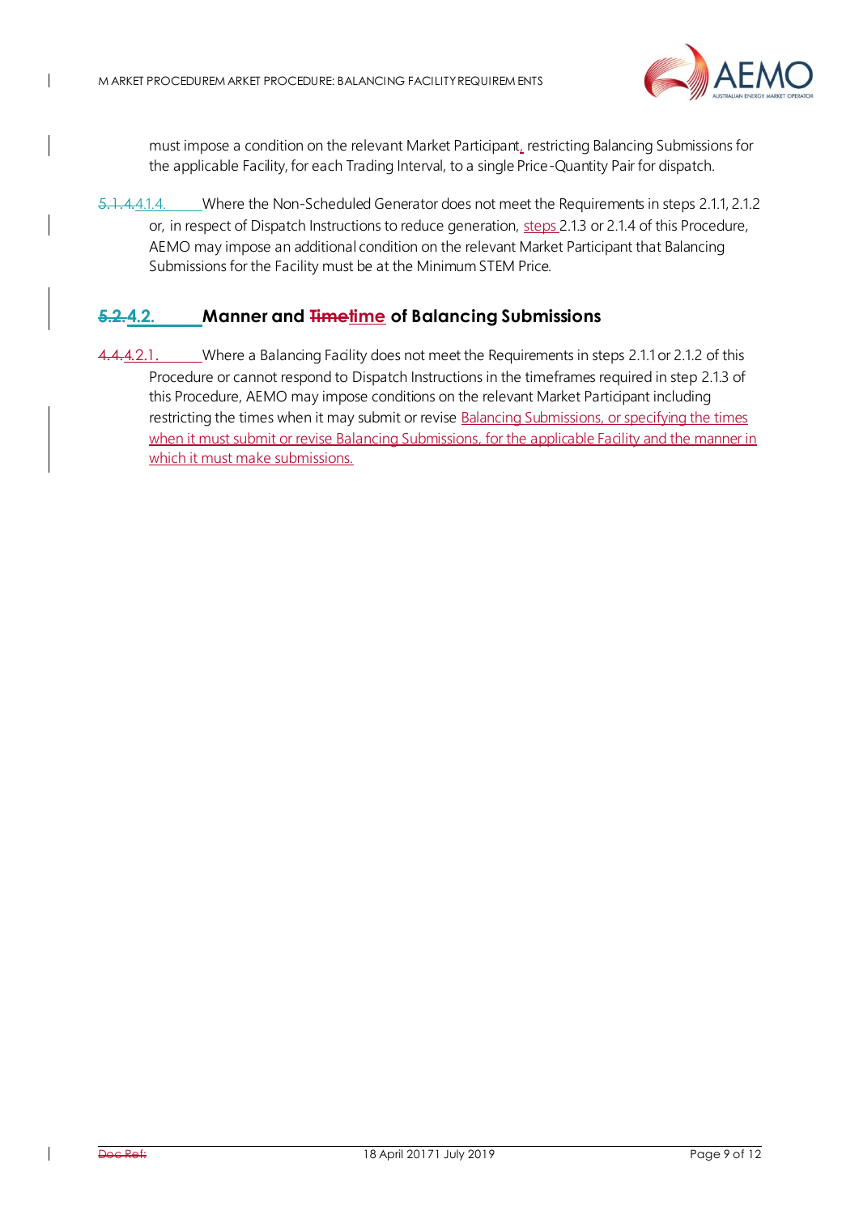must impose a condition on the relevant Market Participant, restricting Balancing Submissions for the applicable Facility, for each Trading Interval, to a single Price-Quantity Pair for dispatch.

5.1.4.4.1.4. Where the Non-Scheduled Generator does not meet the Requirements in steps 2.1.1, 2.1.2 or, in respect of Dispatch Instructions to reduce generation, steps 2.1.3 or 2.1.4 of this Procedure, AEMO may impose an additional condition on the relevant Market Participant that Balancing Submissions for the Facility must be at the Minimum STEM Price.

## 5.2.4.2. Manner and Timetime of Balancing Submissions

4.4.4.2.1. Where a Balancing Facility does not meet the Requirements in steps 2.1.1 or 2.1.2 of this Procedure or cannot respond to Dispatch Instructions in the timeframes required in step 2.1.3 of this Procedure, AEMO may impose conditions on the relevant Market Participant including restricting the times when it may submit or revise Balancing Submissions, or specifying the times when it must submit or revise Balancing Submissions, for the applicable Facility and the manner in which it must make submissions.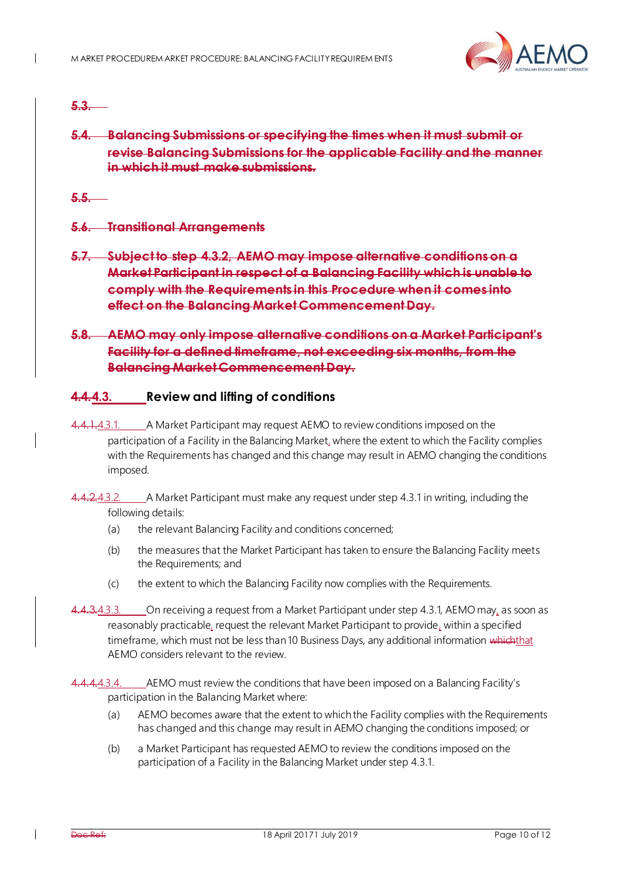~~5.3.~~

~~**5.4. Balancing Submissions or specifying the times when it must submit or revise Balancing Submissions for the applicable Facility and the manner in which it must make submissions.**~~

~~5.5.~~

~~**5.6. Transitional Arrangements**~~

~~**5.7. Subject to step 4.3.2, AEMO may impose alternative conditions on a Market Participant in respect of a Balancing Facility which is unable to comply with the Requirements in this Procedure when it comes into effect on the Balancing Market Commencement Day.**~~

~~**5.8. AEMO may only impose alternative conditions on a Market Participant's Facility for a defined timeframe, not exceeding six months, from the Balancing Market Commencement Day.**~~

### ~~4.4.~~4.3. Review and lifting of conditions

~~4.4.1.~~4.3.1. A Market Participant may request AEMO to review conditions imposed on the participation of a Facility in the Balancing Market, where the extent to which the Facility complies with the Requirements has changed and this change may result in AEMO changing the conditions imposed.

~~4.4.2.~~4.3.2. A Market Participant must make any request under step 4.3.1 in writing, including the following details:

(a) the relevant Balancing Facility and conditions concerned;

(b) the measures that the Market Participant has taken to ensure the Balancing Facility meets the Requirements; and

(c) the extent to which the Balancing Facility now complies with the Requirements.

~~4.4.3.~~4.3.3. On receiving a request from a Market Participant under step 4.3.1, AEMO may, as soon as reasonably practicable, request the relevant Market Participant to provide, within a specified timeframe, which must not be less than 10 Business Days, any additional information ~~which~~that AEMO considers relevant to the review.

~~4.4.4.~~4.3.4. AEMO must review the conditions that have been imposed on a Balancing Facility's participation in the Balancing Market where:

(a) AEMO becomes aware that the extent to which the Facility complies with the Requirements has changed and this change may result in AEMO changing the conditions imposed; or

(b) a Market Participant has requested AEMO to review the conditions imposed on the participation of a Facility in the Balancing Market under step 4.3.1.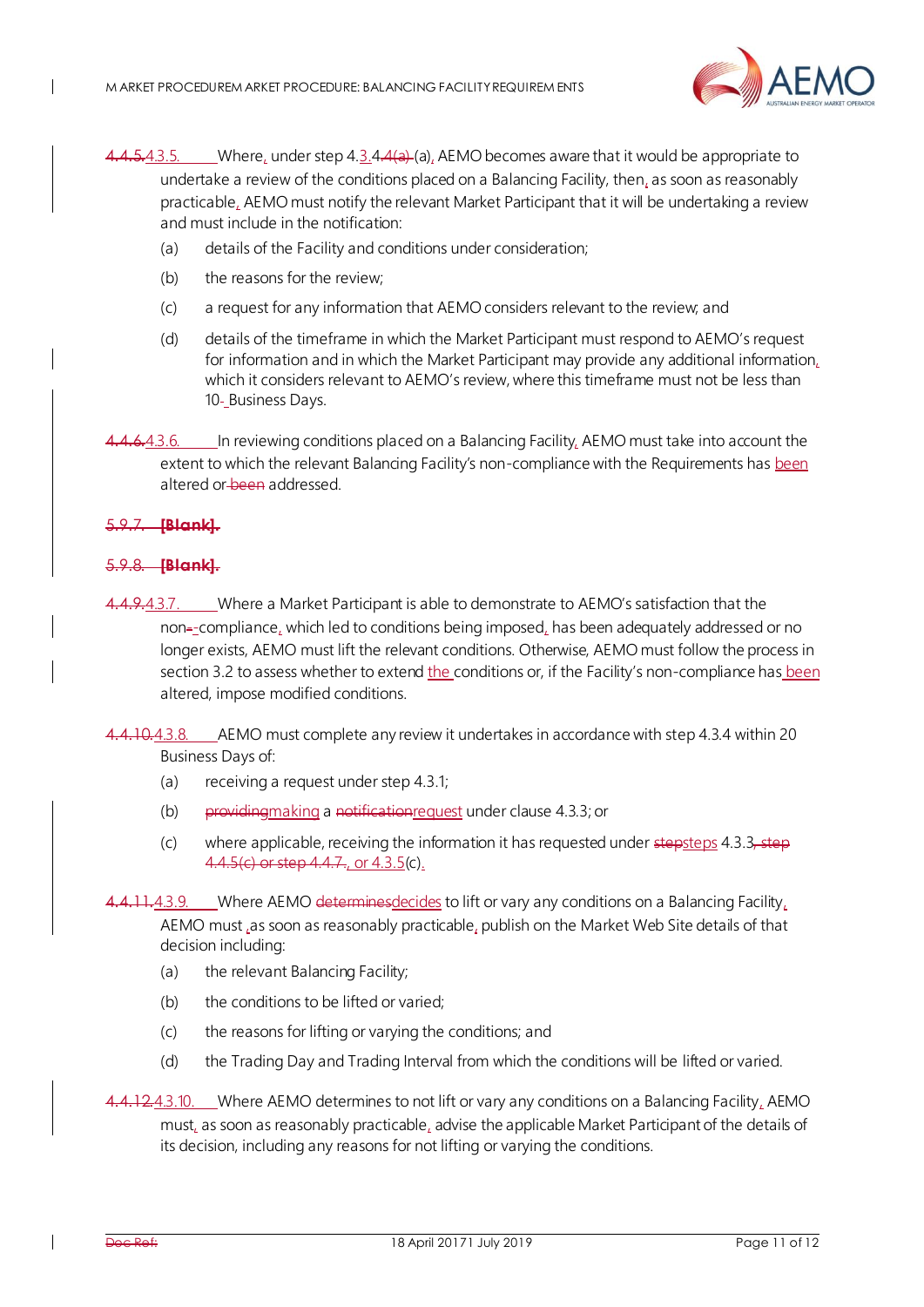4.4.5.4.3.5. Where, under step 4.3.4.4(a) (a), AEMO becomes aware that it would be appropriate to undertake a review of the conditions placed on a Balancing Facility, then, as soon as reasonably practicable, AEMO must notify the relevant Market Participant that it will be undertaking a review and must include in the notification:

(a) details of the Facility and conditions under consideration;

(b) the reasons for the review;

(c) a request for any information that AEMO considers relevant to the review; and

(d) details of the timeframe in which the Market Participant must respond to AEMO's request for information and in which the Market Participant may provide any additional information, which it considers relevant to AEMO's review, where this timeframe must not be less than 10 Business Days.

4.4.6.4.3.6. In reviewing conditions placed on a Balancing Facility, AEMO must take into account the extent to which the relevant Balancing Facility's non-compliance with the Requirements has been altered or been addressed.

5.9.7. **[Blank].**

5.9.8. **[Blank].**

4.4.9.4.3.7. Where a Market Participant is able to demonstrate to AEMO's satisfaction that the non--compliance, which led to conditions being imposed, has been adequately addressed or no longer exists, AEMO must lift the relevant conditions. Otherwise, AEMO must follow the process in section 3.2 to assess whether to extend the conditions or, if the Facility's non-compliance has been altered, impose modified conditions.

4.4.10.4.3.8. AEMO must complete any review it undertakes in accordance with step 4.3.4 within 20 Business Days of:

(a) receiving a request under step 4.3.1;

(b) providingmaking a notificationrequest under clause 4.3.3; or

(c) where applicable, receiving the information it has requested under stepsteps 4.3.3, step 4.4.5(c) or step 4.4.7., or 4.3.5(c).

4.4.11.4.3.9. Where AEMO determinesdecides to lift or vary any conditions on a Balancing Facility, AEMO must ,as soon as reasonably practicable, publish on the Market Web Site details of that decision including:

(a) the relevant Balancing Facility;

(b) the conditions to be lifted or varied;

(c) the reasons for lifting or varying the conditions; and

(d) the Trading Day and Trading Interval from which the conditions will be lifted or varied.

4.4.12.4.3.10. Where AEMO determines to not lift or vary any conditions on a Balancing Facility, AEMO must, as soon as reasonably practicable, advise the applicable Market Participant of the details of its decision, including any reasons for not lifting or varying the conditions.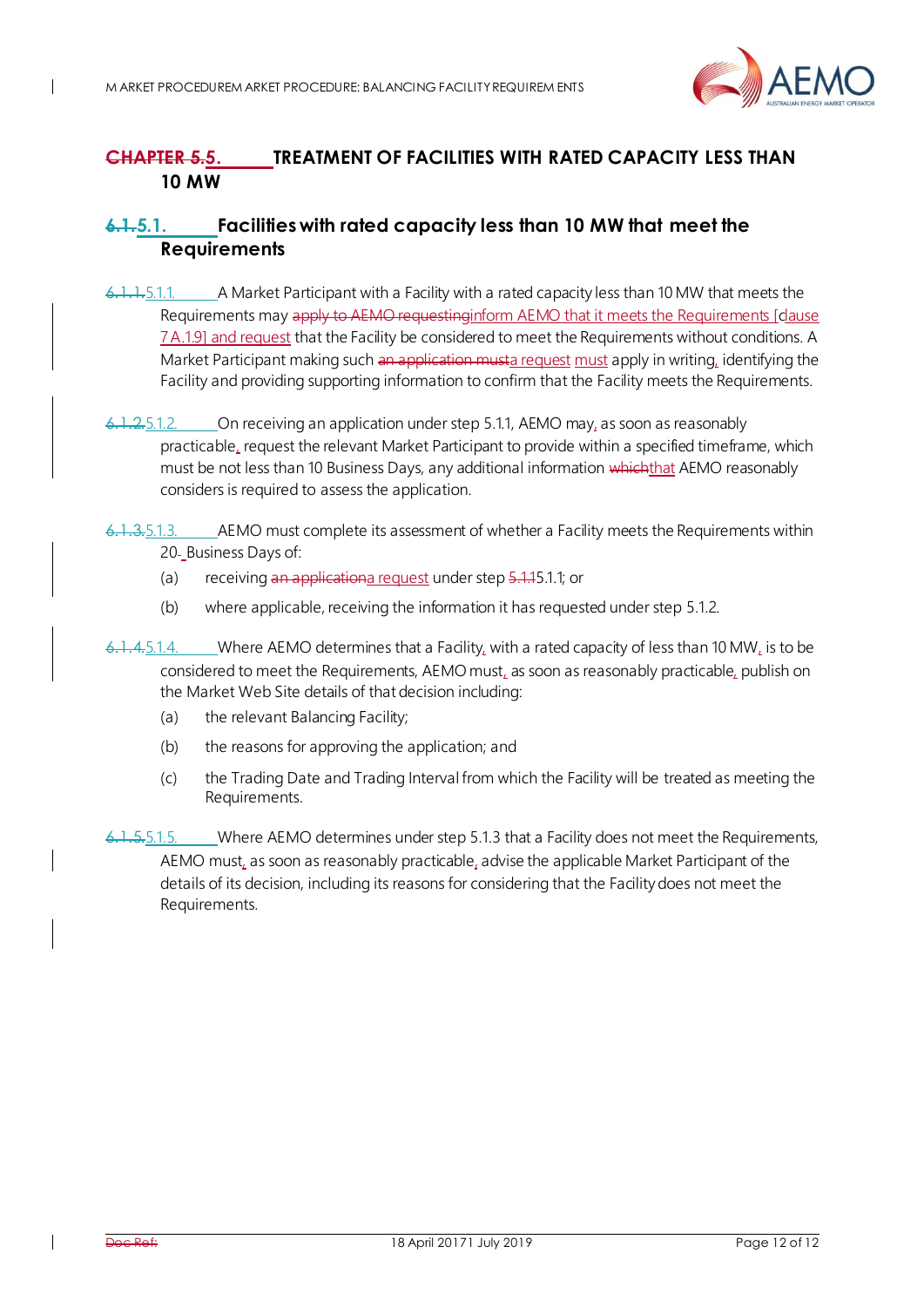# CHAPTER 5.5. TREATMENT OF FACILITIES WITH RATED CAPACITY LESS THAN 10 MW

## 6.1.5.1. Facilities with rated capacity less than 10 MW that meet the Requirements

6.1.1.5.1.1. A Market Participant with a Facility with a rated capacity less than 10 MW that meets the Requirements may apply to AEMO requestinginform AEMO that it meets the Requirements [clause 7A.1.9] and request that the Facility be considered to meet the Requirements without conditions. A Market Participant making such an application musta request must apply in writing, identifying the Facility and providing supporting information to confirm that the Facility meets the Requirements.

6.1.2.5.1.2. On receiving an application under step 5.1.1, AEMO may, as soon as reasonably practicable, request the relevant Market Participant to provide within a specified timeframe, which must be not less than 10 Business Days, any additional information whichthat AEMO reasonably considers is required to assess the application.

6.1.3.5.1.3. AEMO must complete its assessment of whether a Facility meets the Requirements within 20- Business Days of:

(a) receiving an applicationa request under step 5.1.15.1.1; or

(b) where applicable, receiving the information it has requested under step 5.1.2.

6.1.4.5.1.4. Where AEMO determines that a Facility, with a rated capacity of less than 10 MW, is to be considered to meet the Requirements, AEMO must, as soon as reasonably practicable, publish on the Market Web Site details of that decision including:

(a) the relevant Balancing Facility;

(b) the reasons for approving the application; and

(c) the Trading Date and Trading Interval from which the Facility will be treated as meeting the Requirements.

6.1.5.5.1.5. Where AEMO determines under step 5.1.3 that a Facility does not meet the Requirements, AEMO must, as soon as reasonably practicable, advise the applicable Market Participant of the details of its decision, including its reasons for considering that the Facility does not meet the Requirements.